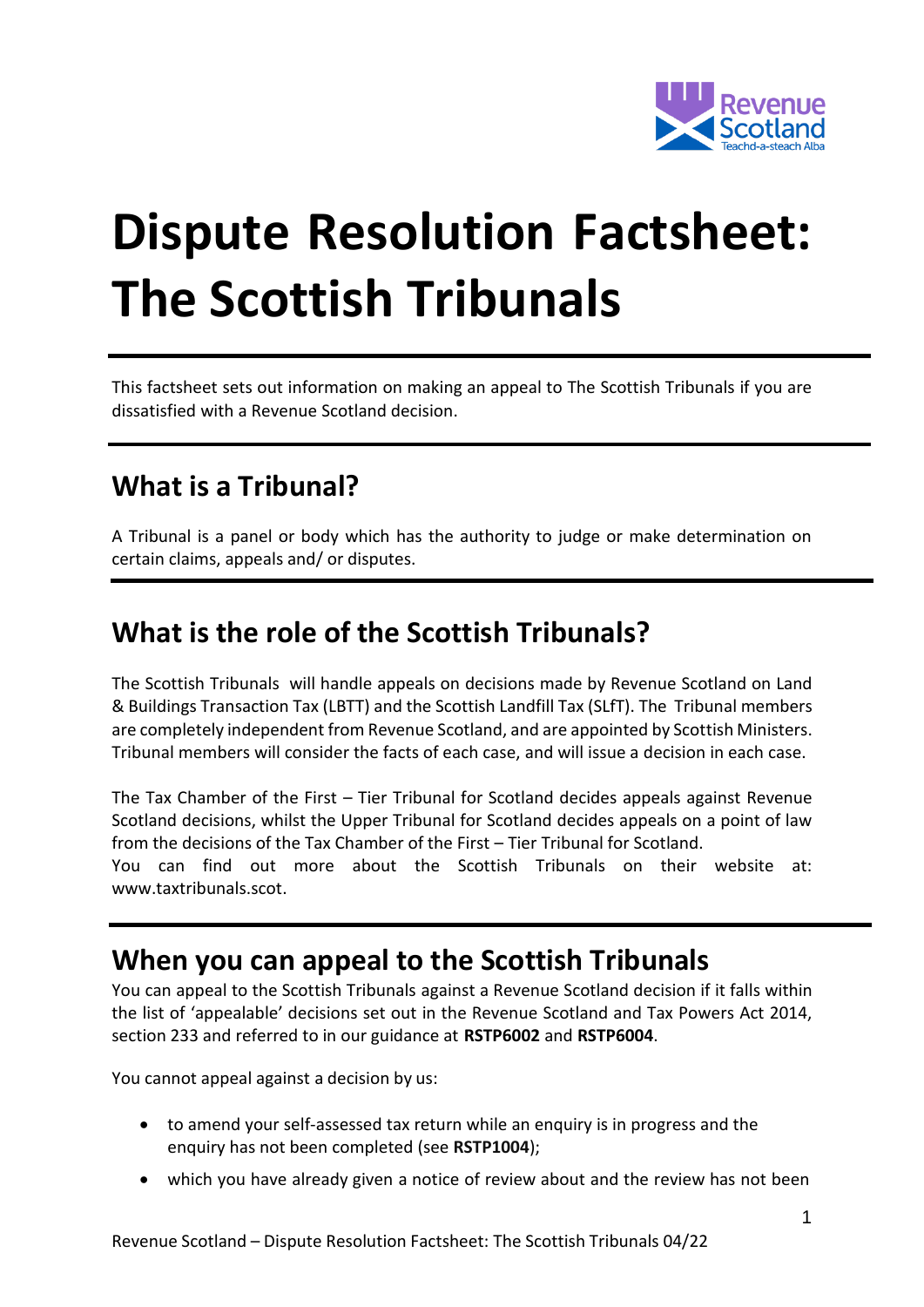# Dispute Resolution Factsheet: The Scottish Tribunals

This factsheet sets out information on making an appeal to The Scottish Tribunals if you are dissatisfied with a Revenue Scotland decision.

## What is a Tribunal?

A Tribunal is a panel or body which has the authority to judge or make determination on certain claims, appeals and/ or disputes.

## What is the role of the Scottish Tribunals?

The Scottish Tribunals will handle appeals on decisions made by Revenue Scotland on Land & Buildings Transaction Tax (LBTT) and the Scottish Landfill Tax (SLfT). The Tribunal members are completely independent from Revenue Scotland, and are appointed by Scottish Ministers. Tribunal members will consider the facts of each case, and will issue a decision in each case.

The Tax Chamber of the First – Tier Tribunal for Scotland decides appeals against Revenue Scotland decisions, whilst the Upper Tribunal for Scotland decides appeals on a point of law from the decisions of the Tax Chamber of the First – Tier Tribunal for Scotland.
You can find out more about the Scottish Tribunals on their website at: www.taxtribunals.scot.

## When you can appeal to the Scottish Tribunals

You can appeal to the Scottish Tribunals against a Revenue Scotland decision if it falls within the list of 'appealable' decisions set out in the Revenue Scotland and Tax Powers Act 2014, section 233 and referred to in our guidance at **RSTP6002** and **RSTP6004**.

You cannot appeal against a decision by us:

- to amend your self-assessed tax return while an enquiry is in progress and the enquiry has not been completed (see **RSTP1004**);
- which you have already given a notice of review about and the review has not been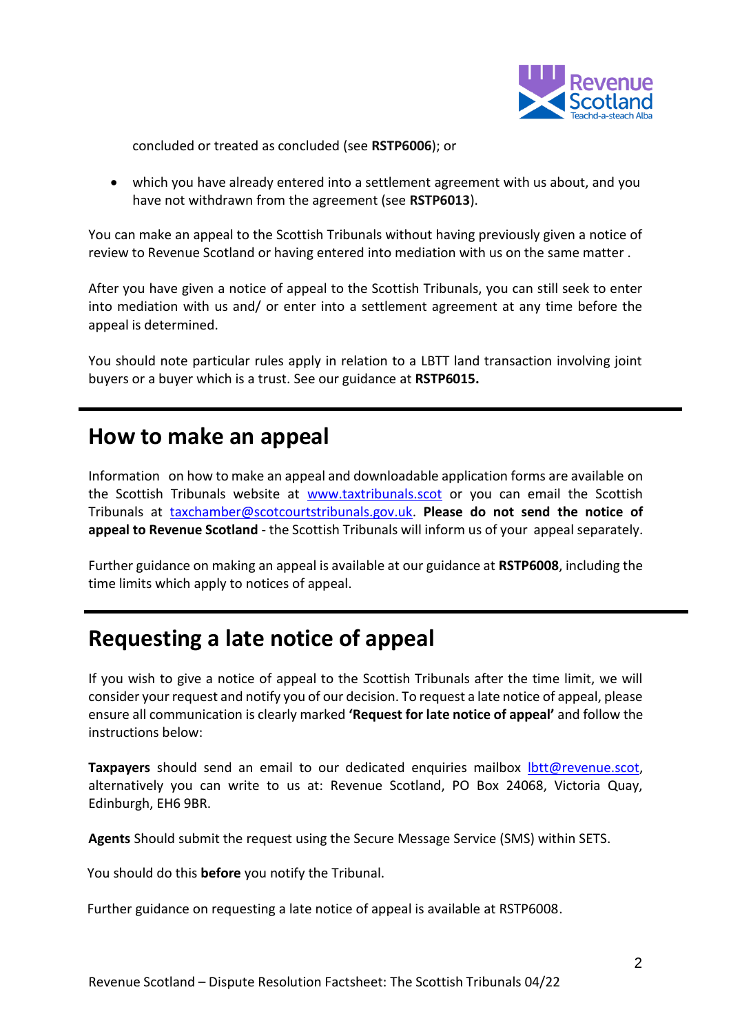concluded or treated as concluded (see **RSTP6006**); or

- which you have already entered into a settlement agreement with us about, and you have not withdrawn from the agreement (see **RSTP6013**).

You can make an appeal to the Scottish Tribunals without having previously given a notice of review to Revenue Scotland or having entered into mediation with us on the same matter .

After you have given a notice of appeal to the Scottish Tribunals, you can still seek to enter into mediation with us and/ or enter into a settlement agreement at any time before the appeal is determined.

You should note particular rules apply in relation to a LBTT land transaction involving joint buyers or a buyer which is a trust. See our guidance at **RSTP6015.**

## How to make an appeal

Information on how to make an appeal and downloadable application forms are available on the Scottish Tribunals website at www.taxtribunals.scot or you can email the Scottish Tribunals at taxchamber@scotcourtstribunals.gov.uk. **Please do not send the notice of appeal to Revenue Scotland** - the Scottish Tribunals will inform us of your appeal separately.

Further guidance on making an appeal is available at our guidance at **RSTP6008**, including the time limits which apply to notices of appeal.

## Requesting a late notice of appeal

If you wish to give a notice of appeal to the Scottish Tribunals after the time limit, we will consider your request and notify you of our decision. To request a late notice of appeal, please ensure all communication is clearly marked **'Request for late notice of appeal'** and follow the instructions below:

**Taxpayers** should send an email to our dedicated enquiries mailbox lbtt@revenue.scot, alternatively you can write to us at: Revenue Scotland, PO Box 24068, Victoria Quay, Edinburgh, EH6 9BR.

**Agents** Should submit the request using the Secure Message Service (SMS) within SETS.

You should do this **before** you notify the Tribunal.

Further guidance on requesting a late notice of appeal is available at RSTP6008.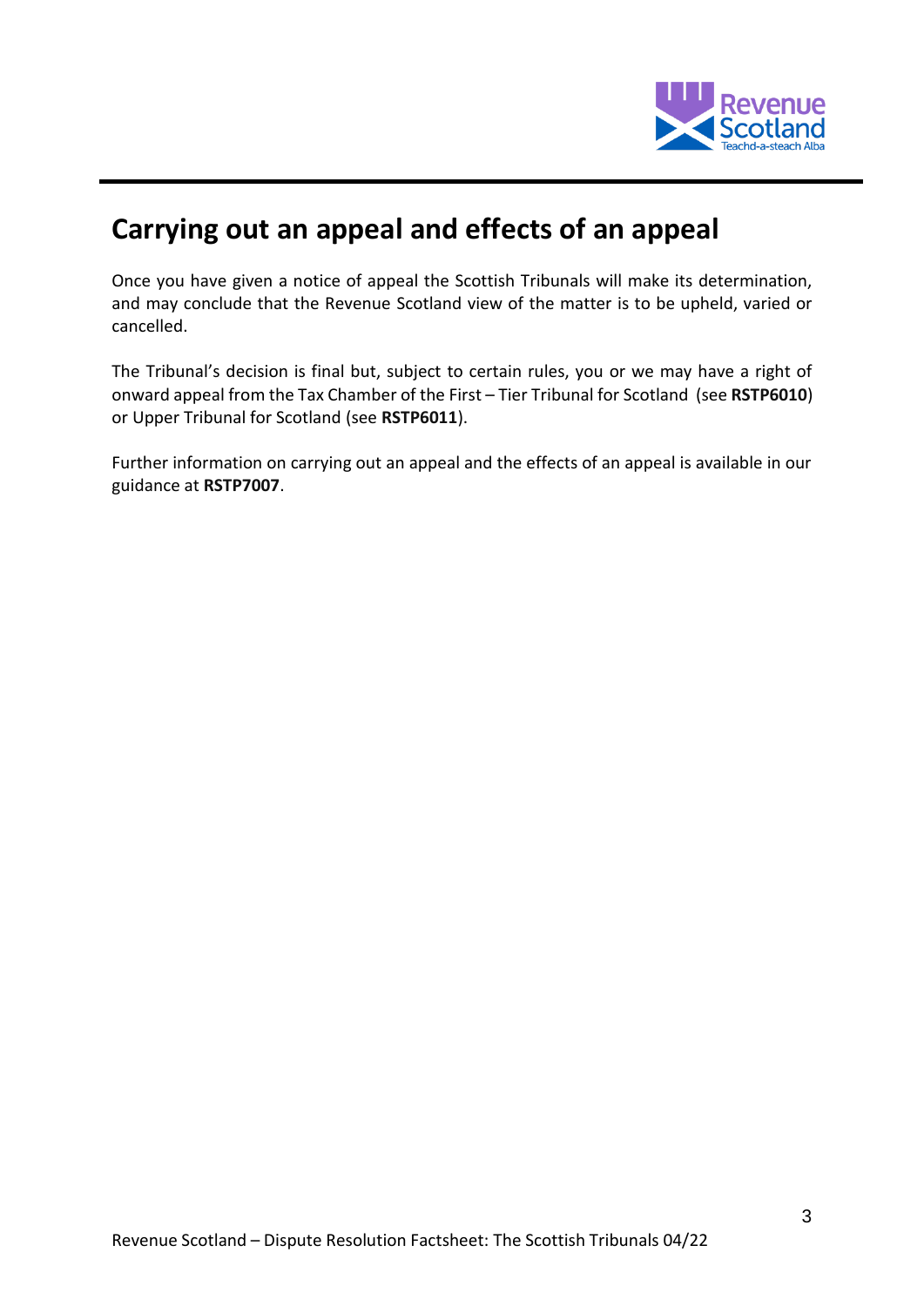# Carrying out an appeal and effects of an appeal

Once you have given a notice of appeal the Scottish Tribunals will make its determination, and may conclude that the Revenue Scotland view of the matter is to be upheld, varied or cancelled.

The Tribunal's decision is final but, subject to certain rules, you or we may have a right of onward appeal from the Tax Chamber of the First – Tier Tribunal for Scotland (see **RSTP6010**) or Upper Tribunal for Scotland (see **RSTP6011**).

Further information on carrying out an appeal and the effects of an appeal is available in our guidance at **RSTP7007**.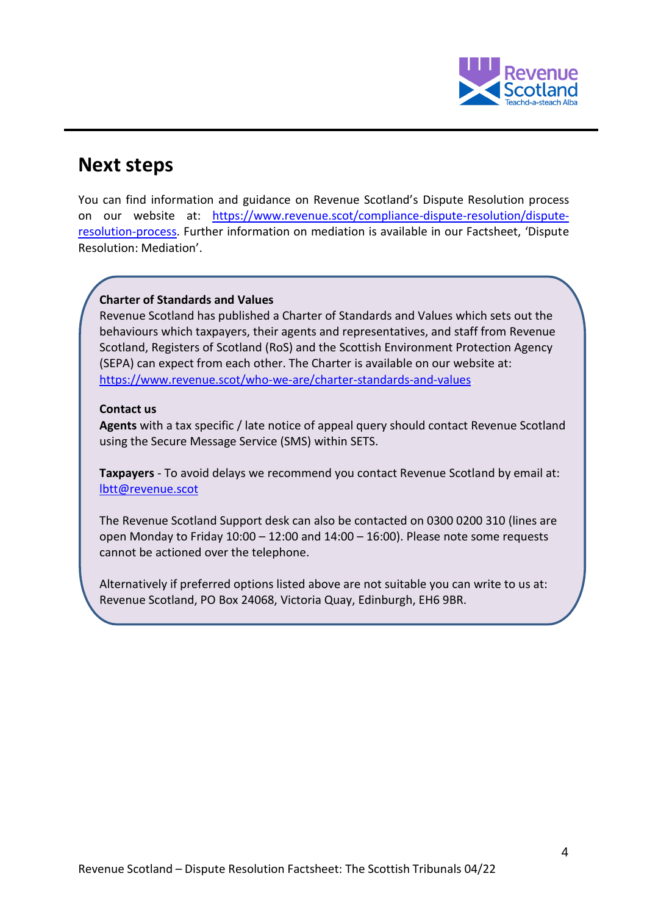## Next steps

You can find information and guidance on Revenue Scotland's Dispute Resolution process on our website at: https://www.revenue.scot/compliance-dispute-resolution/dispute-resolution-process. Further information on mediation is available in our Factsheet, 'Dispute Resolution: Mediation'.

**Charter of Standards and Values**
Revenue Scotland has published a Charter of Standards and Values which sets out the behaviours which taxpayers, their agents and representatives, and staff from Revenue Scotland, Registers of Scotland (RoS) and the Scottish Environment Protection Agency (SEPA) can expect from each other. The Charter is available on our website at: https://www.revenue.scot/who-we-are/charter-standards-and-values

**Contact us**
**Agents** with a tax specific / late notice of appeal query should contact Revenue Scotland using the Secure Message Service (SMS) within SETS.

**Taxpayers** - To avoid delays we recommend you contact Revenue Scotland by email at: lbtt@revenue.scot

The Revenue Scotland Support desk can also be contacted on 0300 0200 310 (lines are open Monday to Friday 10:00 – 12:00 and 14:00 – 16:00). Please note some requests cannot be actioned over the telephone.

Alternatively if preferred options listed above are not suitable you can write to us at: Revenue Scotland, PO Box 24068, Victoria Quay, Edinburgh, EH6 9BR.